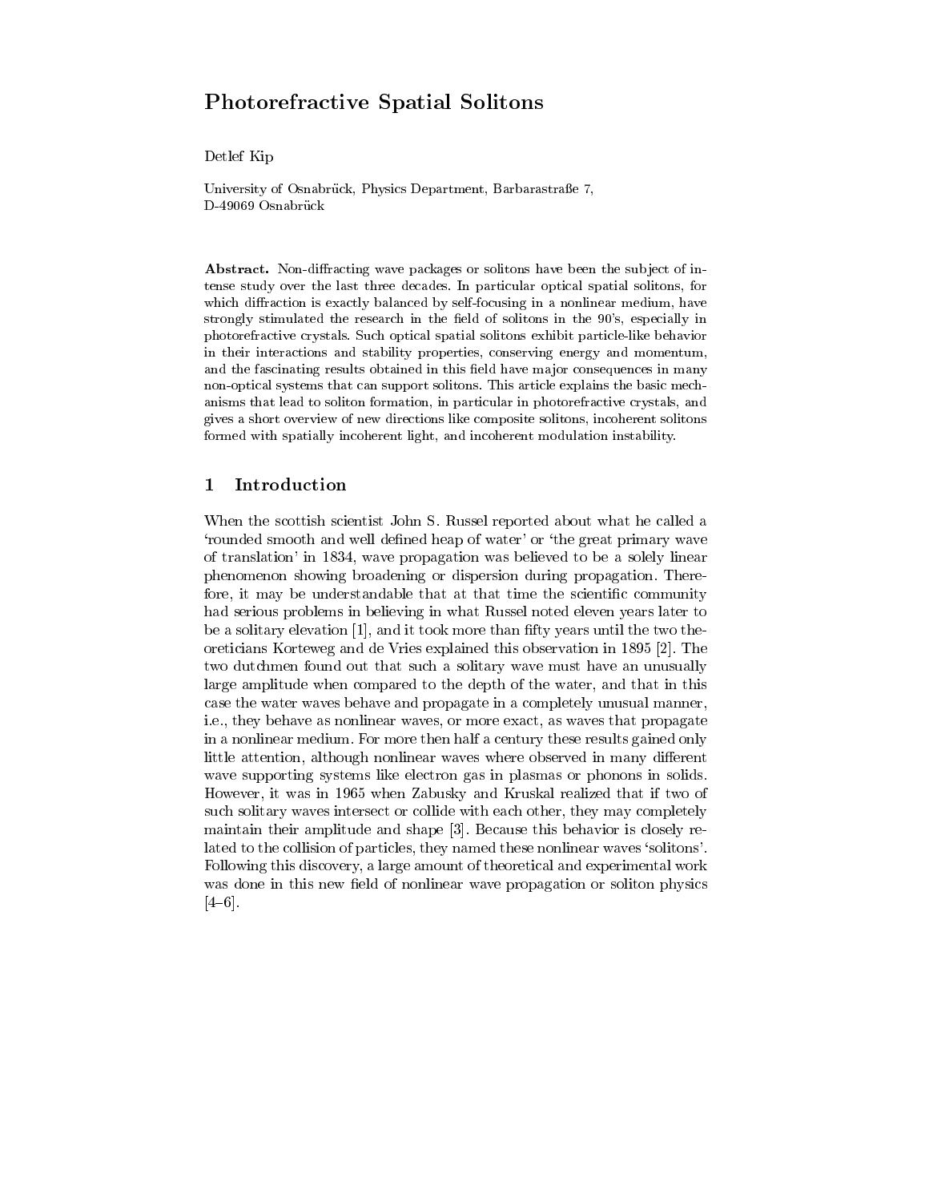# Photorefractive Spatial Solitons

Detlef Kip

University of Osnabrück, Physics Department, Barbarastraße 7,
D-49069 Osnabrück

**Abstract.** Non-diffracting wave packages or solitons have been the subject of intense study over the last three decades. In particular optical spatial solitons, for which diffraction is exactly balanced by self-focusing in a nonlinear medium, have strongly stimulated the research in the field of solitons in the 90's, especially in photorefractive crystals. Such optical spatial solitons exhibit particle-like behavior in their interactions and stability properties, conserving energy and momentum, and the fascinating results obtained in this field have major consequences in many non-optical systems that can support solitons. This article explains the basic mechanisms that lead to soliton formation, in particular in photorefractive crystals, and gives a short overview of new directions like composite solitons, incoherent solitons formed with spatially incoherent light, and incoherent modulation instability.

## 1 Introduction

When the scottish scientist John S. Russel reported about what he called a 'rounded smooth and well defined heap of water' or 'the great primary wave of translation' in 1834, wave propagation was believed to be a solely linear phenomenon showing broadening or dispersion during propagation. Therefore, it may be understandable that at that time the scientific community had serious problems in believing in what Russel noted eleven years later to be a solitary elevation [1], and it took more than fifty years until the two theoreticians Korteweg and de Vries explained this observation in 1895 [2]. The two dutchmen found out that such a solitary wave must have an unusually large amplitude when compared to the depth of the water, and that in this case the water waves behave and propagate in a completely unusual manner, i.e., they behave as nonlinear waves, or more exact, as waves that propagate in a nonlinear medium. For more then half a century these results gained only little attention, although nonlinear waves where observed in many different wave supporting systems like electron gas in plasmas or phonons in solids. However, it was in 1965 when Zabusky and Kruskal realized that if two of such solitary waves intersect or collide with each other, they may completely maintain their amplitude and shape [3]. Because this behavior is closely related to the collision of particles, they named these nonlinear waves 'solitons'. Following this discovery, a large amount of theoretical and experimental work was done in this new field of nonlinear wave propagation or soliton physics [4–6].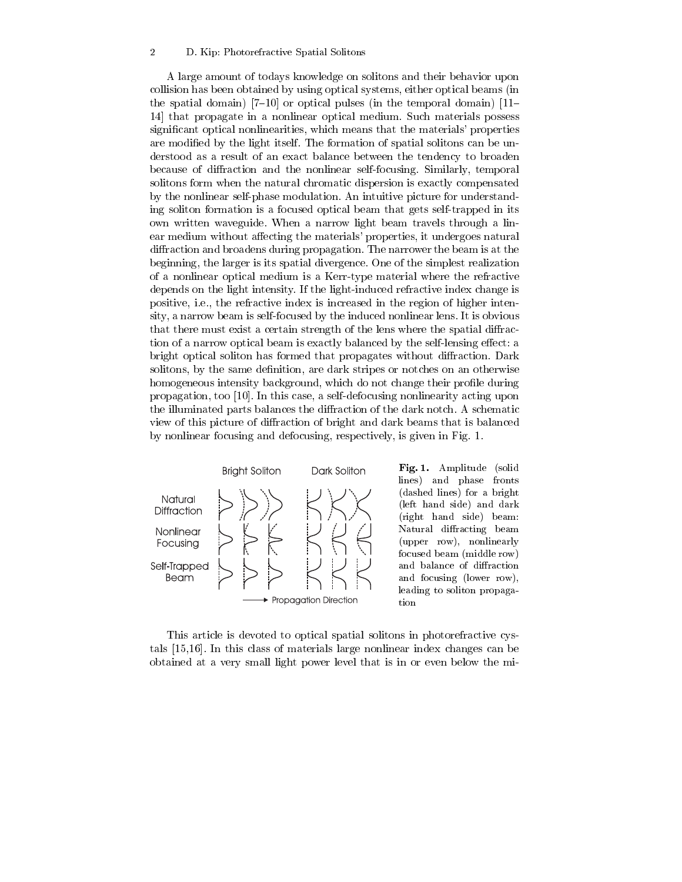A large amount of todays knowledge on solitons and their behavior upon collision has been obtained by using optical systems, either optical beams (in the spatial domain) [7–10] or optical pulses (in the temporal domain) [11–14] that propagate in a nonlinear optical medium. Such materials possess significant optical nonlinearities, which means that the materials' properties are modified by the light itself. The formation of spatial solitons can be understood as a result of an exact balance between the tendency to broaden because of diffraction and the nonlinear self-focusing. Similarly, temporal solitons form when the natural chromatic dispersion is exactly compensated by the nonlinear self-phase modulation. An intuitive picture for understanding soliton formation is a focused optical beam that gets self-trapped in its own written waveguide. When a narrow light beam travels through a linear medium without affecting the materials' properties, it undergoes natural diffraction and broadens during propagation. The narrower the beam is at the beginning, the larger is its spatial divergence. One of the simplest realization of a nonlinear optical medium is a Kerr-type material where the refractive depends on the light intensity. If the light-induced refractive index change is positive, i.e., the refractive index is increased in the region of higher intensity, a narrow beam is self-focused by the induced nonlinear lens. It is obvious that there must exist a certain strength of the lens where the spatial diffraction of a narrow optical beam is exactly balanced by the self-lensing effect: a bright optical soliton has formed that propagates without diffraction. Dark solitons, by the same definition, are dark stripes or notches on an otherwise homogeneous intensity background, which do not change their profile during propagation, too [10]. In this case, a self-defocusing nonlinearity acting upon the illuminated parts balances the diffraction of the dark notch. A schematic view of this picture of diffraction of bright and dark beams that is balanced by nonlinear focusing and defocusing, respectively, is given in Fig. 1.

Bright Soliton
Dark Soliton
Natural Diffraction
Nonlinear Focusing
Self-Trapped Beam
Propagation Direction

**Fig. 1.** Amplitude (solid lines) and phase fronts (dashed lines) for a bright (left hand side) and dark (right hand side) beam: Natural diffracting beam (upper row), nonlinearly focused beam (middle row) and balance of diffraction and focusing (lower row), leading to soliton propagation

This article is devoted to optical spatial solitons in photorefractive cystals [15,16]. In this class of materials large nonlinear index changes can be obtained at a very small light power level that is in or even below the mi-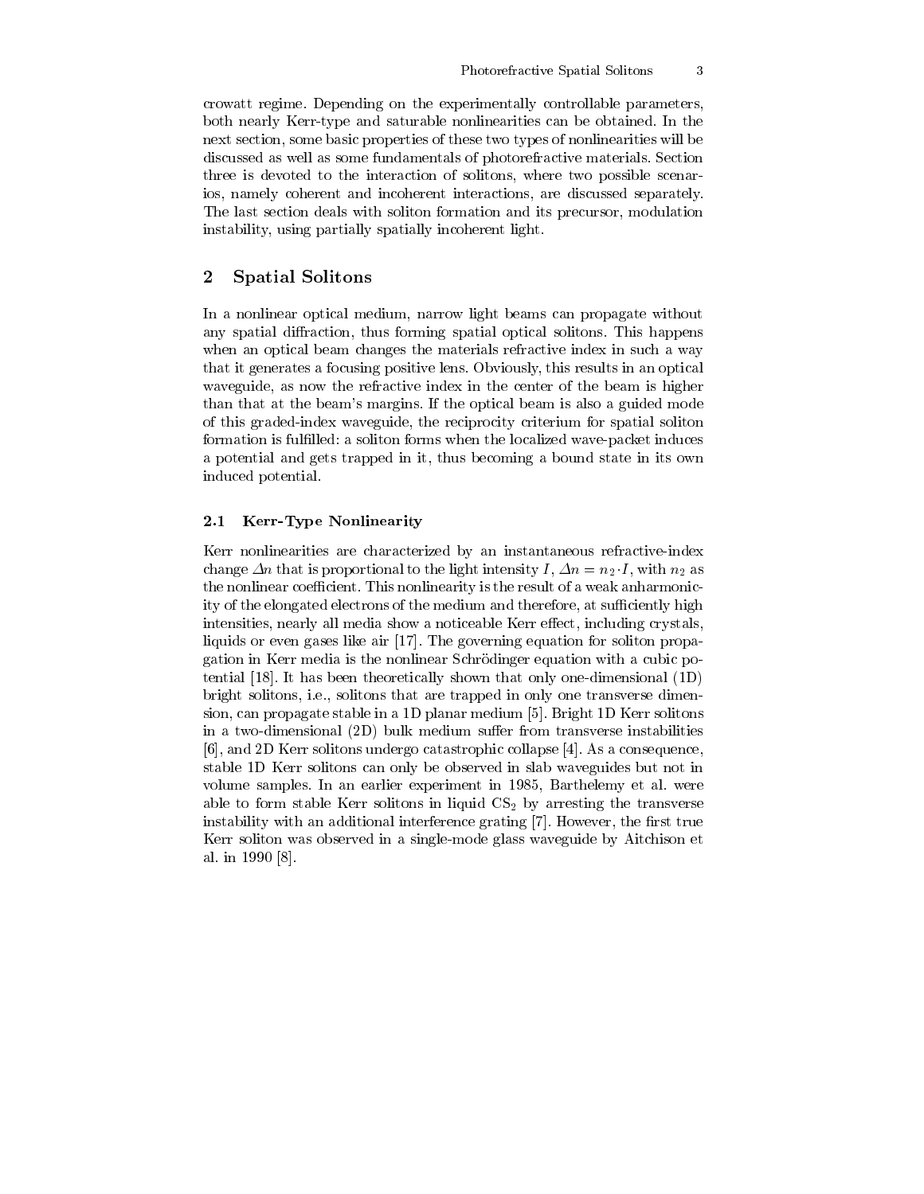crowatt regime. Depending on the experimentally controllable parameters, both nearly Kerr-type and saturable nonlinearities can be obtained. In the next section, some basic properties of these two types of nonlinearities will be discussed as well as some fundamentals of photorefractive materials. Section three is devoted to the interaction of solitons, where two possible scenarios, namely coherent and incoherent interactions, are discussed separately. The last section deals with soliton formation and its precursor, modulation instability, using partially spatially incoherent light.

## 2 Spatial Solitons

In a nonlinear optical medium, narrow light beams can propagate without any spatial diffraction, thus forming spatial optical solitons. This happens when an optical beam changes the materials refractive index in such a way that it generates a focusing positive lens. Obviously, this results in an optical waveguide, as now the refractive index in the center of the beam is higher than that at the beam's margins. If the optical beam is also a guided mode of this graded-index waveguide, the reciprocity criterium for spatial soliton formation is fulfilled: a soliton forms when the localized wave-packet induces a potential and gets trapped in it, thus becoming a bound state in its own induced potential.

### 2.1 Kerr-Type Nonlinearity

Kerr nonlinearities are characterized by an instantaneous refractive-index change $\Delta n$ that is proportional to the light intensity $I$, $\Delta n = n_2 \cdot I$, with $n_2$ as the nonlinear coefficient. This nonlinearity is the result of a weak anharmonicity of the elongated electrons of the medium and therefore, at sufficiently high intensities, nearly all media show a noticeable Kerr effect, including crystals, liquids or even gases like air [17]. The governing equation for soliton propagation in Kerr media is the nonlinear Schrödinger equation with a cubic potential [18]. It has been theoretically shown that only one-dimensional (1D) bright solitons, i.e., solitons that are trapped in only one transverse dimension, can propagate stable in a 1D planar medium [5]. Bright 1D Kerr solitons in a two-dimensional (2D) bulk medium suffer from transverse instabilities [6], and 2D Kerr solitons undergo catastrophic collapse [4]. As a consequence, stable 1D Kerr solitons can only be observed in slab waveguides but not in volume samples. In an earlier experiment in 1985, Barthelemy et al. were able to form stable Kerr solitons in liquid $CS_2$ by arresting the transverse instability with an additional interference grating [7]. However, the first true Kerr soliton was observed in a single-mode glass waveguide by Aitchison et al. in 1990 [8].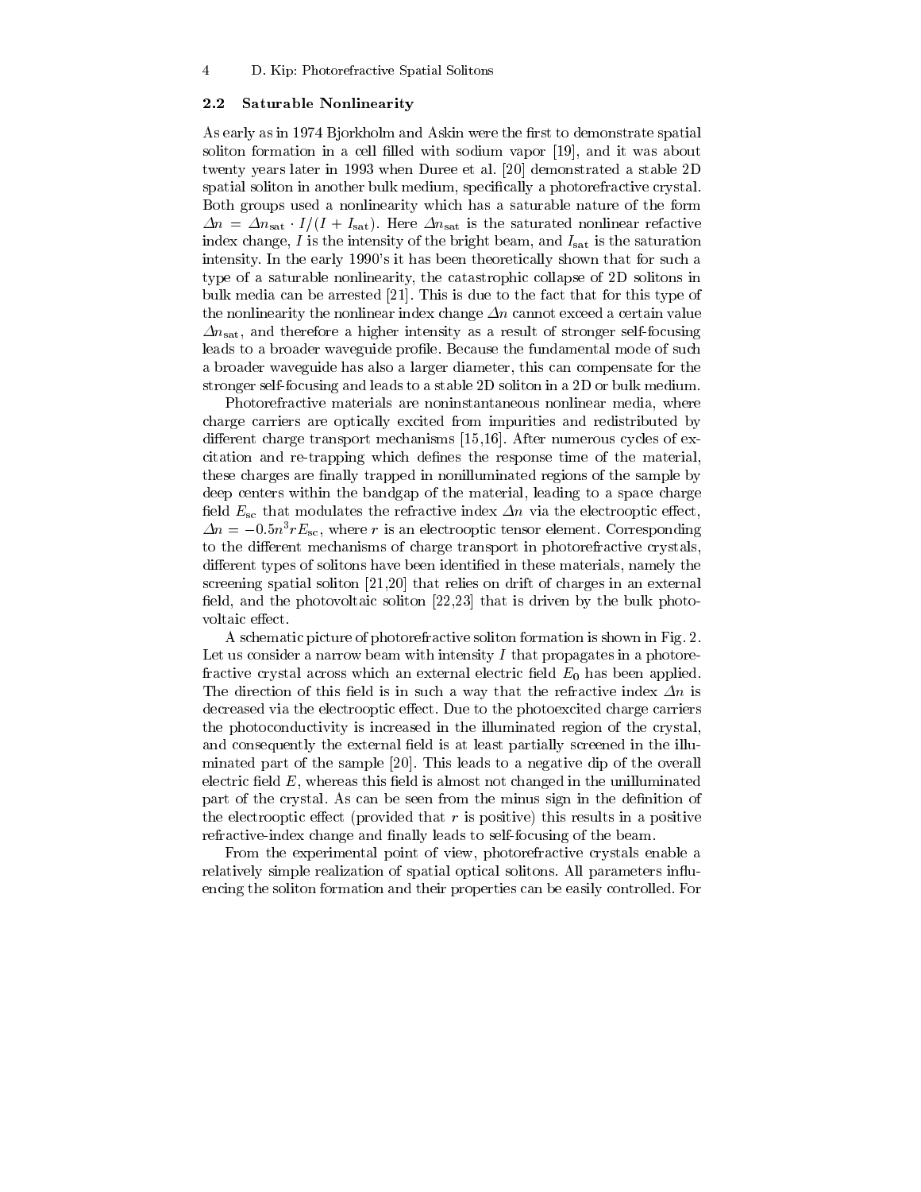### 2.2 Saturable Nonlinearity

As early as in 1974 Bjorkholm and Askin were the first to demonstrate spatial soliton formation in a cell filled with sodium vapor [19], and it was about twenty years later in 1993 when Duree et al. [20] demonstrated a stable 2D spatial soliton in another bulk medium, specifically a photorefractive crystal. Both groups used a nonlinearity which has a saturable nature of the form $\Delta n = \Delta n_{\mathrm{sat}} \cdot I/(I + I_{\mathrm{sat}})$. Here $\Delta n_{\mathrm{sat}}$ is the saturated nonlinear refractive index change, $I$ is the intensity of the bright beam, and $I_{\mathrm{sat}}$ is the saturation intensity. In the early 1990's it has been theoretically shown that for such a type of a saturable nonlinearity, the catastrophic collapse of 2D solitons in bulk media can be arrested [21]. This is due to the fact that for this type of the nonlinearity the nonlinear index change $\Delta n$ cannot exceed a certain value $\Delta n_{\mathrm{sat}}$, and therefore a higher intensity as a result of stronger self-focusing leads to a broader waveguide profile. Because the fundamental mode of such a broader waveguide has also a larger diameter, this can compensate for the stronger self-focusing and leads to a stable 2D soliton in a 2D or bulk medium.

Photorefractive materials are noninstantaneous nonlinear media, where charge carriers are optically excited from impurities and redistributed by different charge transport mechanisms [15,16]. After numerous cycles of excitation and re-trapping which defines the response time of the material, these charges are finally trapped in nonilluminated regions of the sample by deep centers within the bandgap of the material, leading to a space charge field $E_{\mathrm{sc}}$ that modulates the refractive index $\Delta n$ via the electrooptic effect, $\Delta n = -0.5 n^3 r E_{\mathrm{sc}}$, where $r$ is an electrooptic tensor element. Corresponding to the different mechanisms of charge transport in photorefractive crystals, different types of solitons have been identified in these materials, namely the screening spatial soliton [21,20] that relies on drift of charges in an external field, and the photovoltaic soliton [22,23] that is driven by the bulk photovoltaic effect.

A schematic picture of photorefractive soliton formation is shown in Fig. 2. Let us consider a narrow beam with intensity $I$ that propagates in a photorefractive crystal across which an external electric field $E_0$ has been applied. The direction of this field is in such a way that the refractive index $\Delta n$ is decreased via the electrooptic effect. Due to the photoexcited charge carriers the photoconductivity is increased in the illuminated region of the crystal, and consequently the external field is at least partially screened in the illuminated part of the sample [20]. This leads to a negative dip of the overall electric field $E$, whereas this field is almost not changed in the unilluminated part of the crystal. As can be seen from the minus sign in the definition of the electrooptic effect (provided that $r$ is positive) this results in a positive refractive-index change and finally leads to self-focusing of the beam.

From the experimental point of view, photorefractive crystals enable a relatively simple realization of spatial optical solitons. All parameters influencing the soliton formation and their properties can be easily controlled. For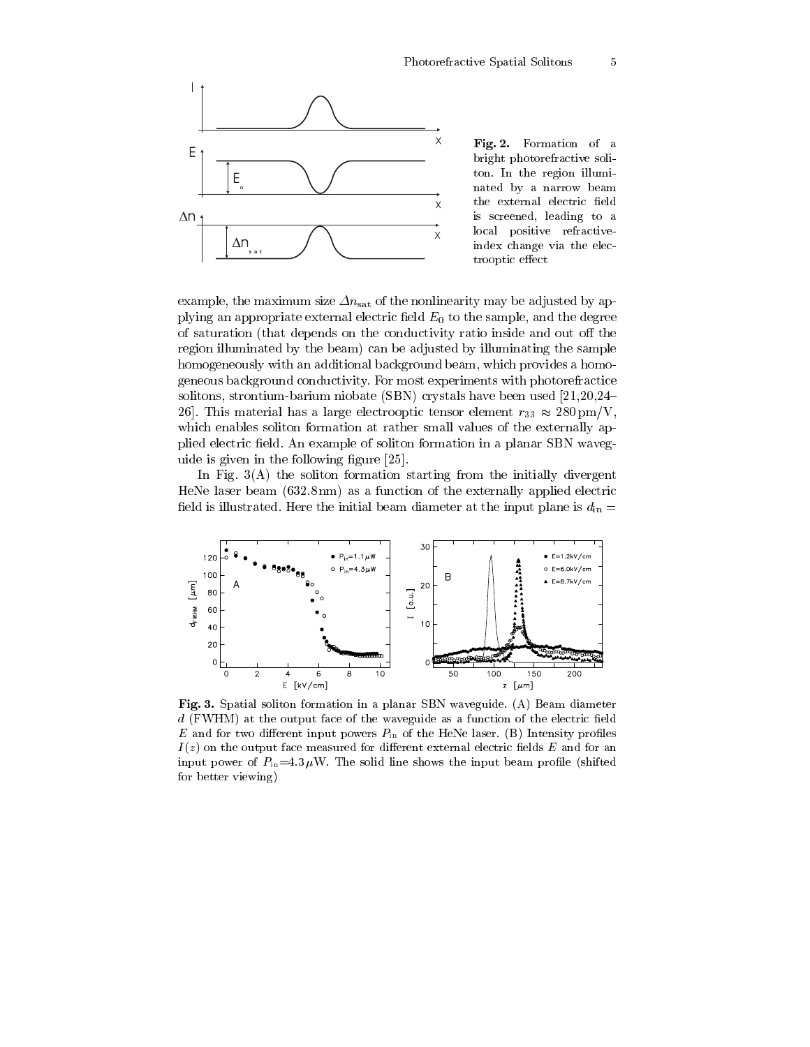Fig. 2. Formation of a bright photorefractive soliton. In the region illuminated by a narrow beam the external electric field is screened, leading to a local positive refractive-index change via the electrooptic effect

example, the maximum size $\Delta n_{\mathrm{sat}}$ of the nonlinearity may be adjusted by applying an appropriate external electric field $E_0$ to the sample, and the degree of saturation (that depends on the conductivity ratio inside and out off the region illuminated by the beam) can be adjusted by illuminating the sample homogeneously with an additional background beam, which provides a homogeneous background conductivity. For most experiments with photorefractice solitons, strontium-barium niobate (SBN) crystals have been used [21,20,24–26]. This material has a large electrooptic tensor element $r_{33} \approx 280\,\mathrm{pm/V}$, which enables soliton formation at rather small values of the externally applied electric field. An example of soliton formation in a planar SBN waveguide is given in the following figure [25].

In Fig. 3(A) the soliton formation starting from the initially divergent HeNe laser beam (632.8 nm) as a function of the externally applied electric field is illustrated. Here the initial beam diameter at the input plane is $d_{\mathrm{in}} =$

Fig. 3. Spatial soliton formation in a planar SBN waveguide. (A) Beam diameter $d$ (FWHM) at the output face of the waveguide as a function of the electric field $E$ and for two different input powers $P_{\mathrm{in}}$ of the HeNe laser. (B) Intensity profiles $I(z)$ on the output face measured for different external electric fields $E$ and for an input power of $P_{\mathrm{in}}$=4.3 $\mu$W. The solid line shows the input beam profile (shifted for better viewing)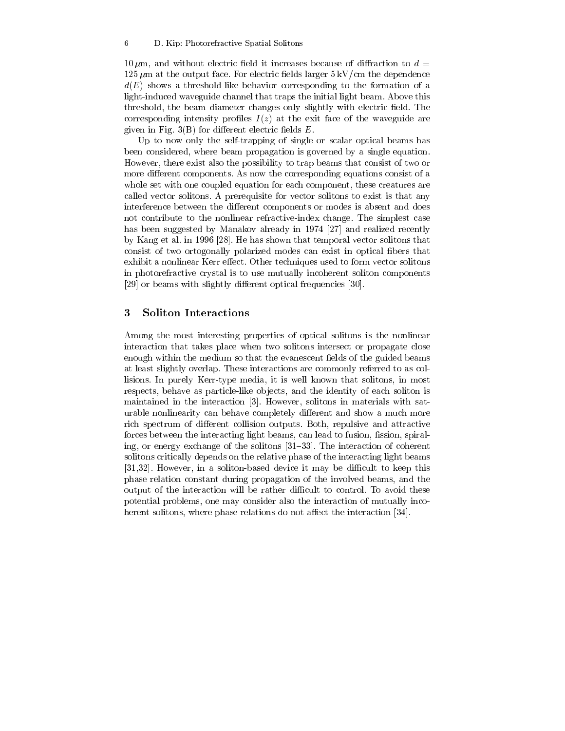10 $\mu$m, and without electric field it increases because of diffraction to $d = 125\,\mu$m at the output face. For electric fields larger 5 kV/cm the dependence $d(E)$ shows a threshold-like behavior corresponding to the formation of a light-induced waveguide channel that traps the initial light beam. Above this threshold, the beam diameter changes only slightly with electric field. The corresponding intensity profiles $I(z)$ at the exit face of the waveguide are given in Fig. 3(B) for different electric fields $E$.

Up to now only the self-trapping of single or scalar optical beams has been considered, where beam propagation is governed by a single equation. However, there exist also the possibility to trap beams that consist of two or more different components. As now the corresponding equations consist of a whole set with one coupled equation for each component, these creatures are called vector solitons. A prerequisite for vector solitons to exist is that any interference between the different components or modes is absent and does not contribute to the nonlinear refractive-index change. The simplest case has been suggested by Manakov already in 1974 [27] and realized recently by Kang et al. in 1996 [28]. He has shown that temporal vector solitons that consist of two ortogonally polarized modes can exist in optical fibers that exhibit a nonlinear Kerr effect. Other techniques used to form vector solitons in photorefractive crystal is to use mutually incoherent soliton components [29] or beams with slightly different optical frequencies [30].

## 3 Soliton Interactions

Among the most interesting properties of optical solitons is the nonlinear interaction that takes place when two solitons intersect or propagate close enough within the medium so that the evanescent fields of the guided beams at least slightly overlap. These interactions are commonly referred to as collisions. In purely Kerr-type media, it is well known that solitons, in most respects, behave as particle-like objects, and the identity of each soliton is maintained in the interaction [3]. However, solitons in materials with saturable nonlinearity can behave completely different and show a much more rich spectrum of different collision outputs. Both, repulsive and attractive forces between the interacting light beams, can lead to fusion, fission, spiraling, or energy exchange of the solitons [31–33]. The interaction of coherent solitons critically depends on the relative phase of the interacting light beams [31,32]. However, in a soliton-based device it may be difficult to keep this phase relation constant during propagation of the involved beams, and the output of the interaction will be rather difficult to control. To avoid these potential problems, one may consider also the interaction of mutually incoherent solitons, where phase relations do not affect the interaction [34].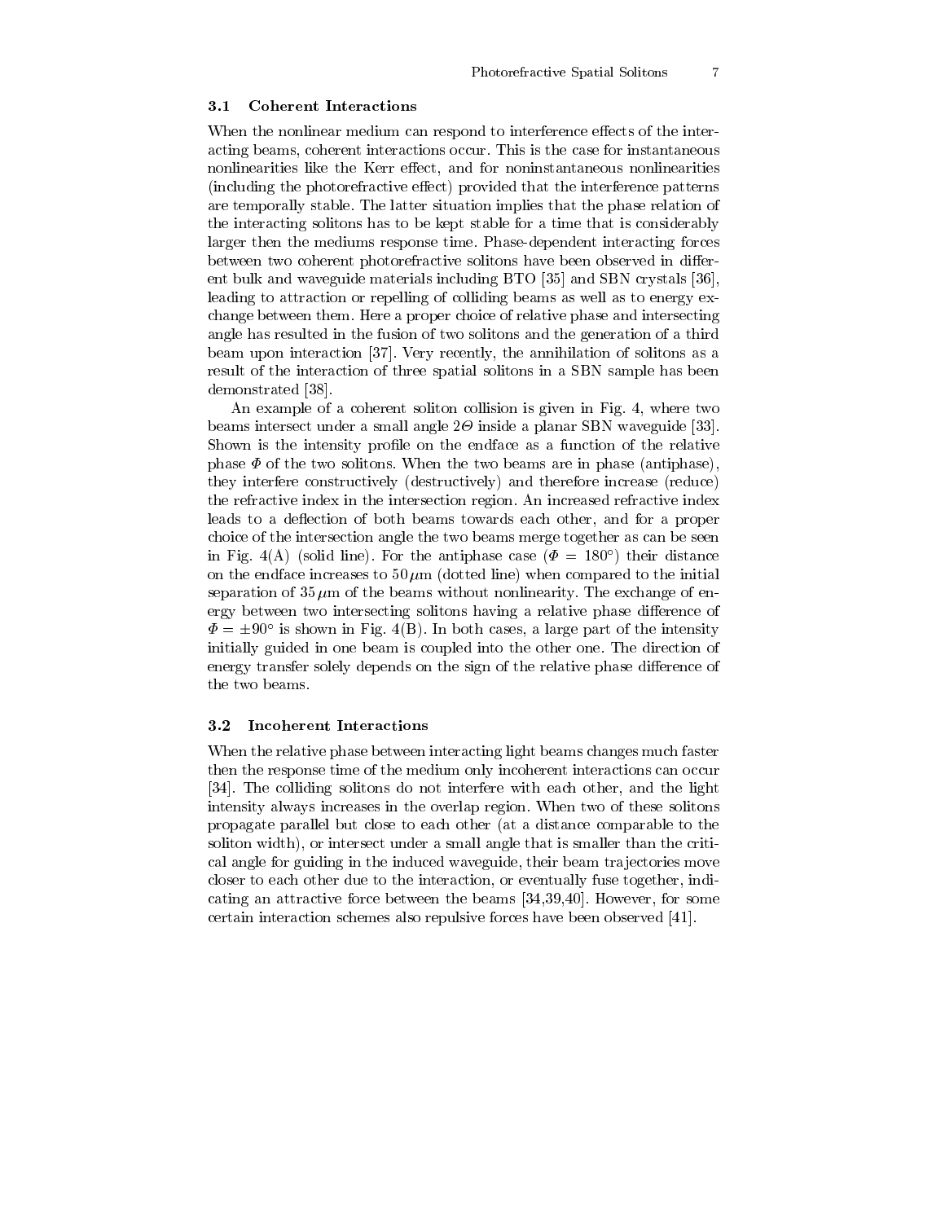### 3.1 Coherent Interactions

When the nonlinear medium can respond to interference effects of the interacting beams, coherent interactions occur. This is the case for instantaneous nonlinearities like the Kerr effect, and for noninstantaneous nonlinearities (including the photorefractive effect) provided that the interference patterns are temporally stable. The latter situation implies that the phase relation of the interacting solitons has to be kept stable for a time that is considerably larger then the mediums response time. Phase-dependent interacting forces between two coherent photorefractive solitons have been observed in different bulk and waveguide materials including BTO [35] and SBN crystals [36], leading to attraction or repelling of colliding beams as well as to energy exchange between them. Here a proper choice of relative phase and intersecting angle has resulted in the fusion of two solitons and the generation of a third beam upon interaction [37]. Very recently, the annihilation of solitons as a result of the interaction of three spatial solitons in a SBN sample has been demonstrated [38].

An example of a coherent soliton collision is given in Fig. 4, where two beams intersect under a small angle $2\Theta$ inside a planar SBN waveguide [33]. Shown is the intensity profile on the endface as a function of the relative phase $\Phi$ of the two solitons. When the two beams are in phase (antiphase), they interfere constructively (destructively) and therefore increase (reduce) the refractive index in the intersection region. An increased refractive index leads to a deflection of both beams towards each other, and for a proper choice of the intersection angle the two beams merge together as can be seen in Fig. 4(A) (solid line). For the antiphase case ($\Phi = 180°$) their distance on the endface increases to $50\,\mu$m (dotted line) when compared to the initial separation of $35\,\mu$m of the beams without nonlinearity. The exchange of energy between two intersecting solitons having a relative phase difference of $\Phi = \pm 90°$ is shown in Fig. 4(B). In both cases, a large part of the intensity initially guided in one beam is coupled into the other one. The direction of energy transfer solely depends on the sign of the relative phase difference of the two beams.

### 3.2 Incoherent Interactions

When the relative phase between interacting light beams changes much faster then the response time of the medium only incoherent interactions can occur [34]. The colliding solitons do not interfere with each other, and the light intensity always increases in the overlap region. When two of these solitons propagate parallel but close to each other (at a distance comparable to the soliton width), or intersect under a small angle that is smaller than the critical angle for guiding in the induced waveguide, their beam trajectories move closer to each other due to the interaction, or eventually fuse together, indicating an attractive force between the beams [34,39,40]. However, for some certain interaction schemes also repulsive forces have been observed [41].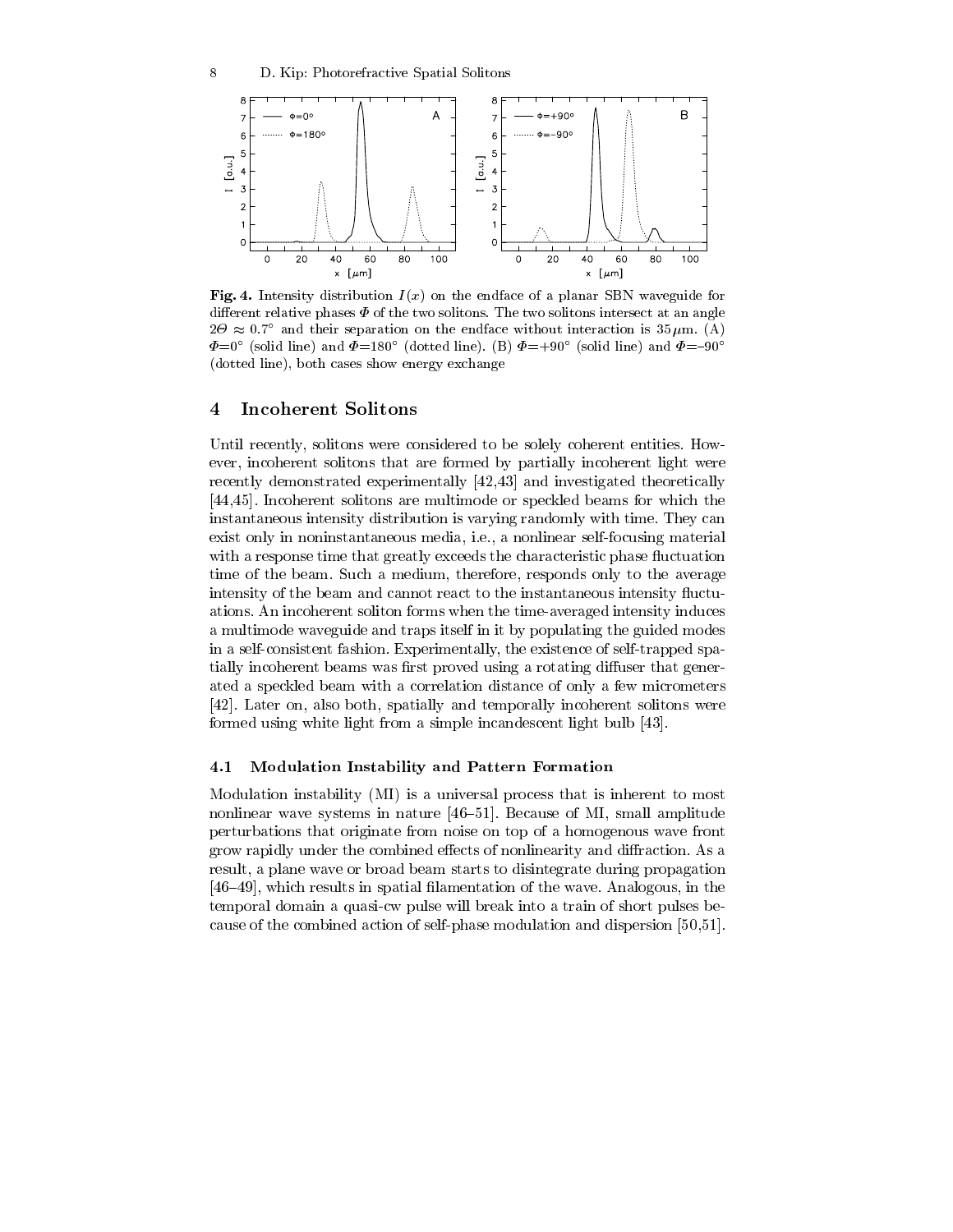**Fig. 4.** Intensity distribution $I(x)$ on the endface of a planar SBN waveguide for different relative phases $\Phi$ of the two solitons. The two solitons intersect at an angle $2\Theta \approx 0.7°$ and their separation on the endface without interaction is $35\,\mu$m. (A) $\Phi$=0° (solid line) and $\Phi$=180° (dotted line). (B) $\Phi$=+90° (solid line) and $\Phi$=−90° (dotted line), both cases show energy exchange

## 4 Incoherent Solitons

Until recently, solitons were considered to be solely coherent entities. However, incoherent solitons that are formed by partially incoherent light were recently demonstrated experimentally [42,43] and investigated theoretically [44,45]. Incoherent solitons are multimode or speckled beams for which the instantaneous intensity distribution is varying randomly with time. They can exist only in noninstantaneous media, i.e., a nonlinear self-focusing material with a response time that greatly exceeds the characteristic phase fluctuation time of the beam. Such a medium, therefore, responds only to the average intensity of the beam and cannot react to the instantaneous intensity fluctuations. An incoherent soliton forms when the time-averaged intensity induces a multimode waveguide and traps itself in it by populating the guided modes in a self-consistent fashion. Experimentally, the existence of self-trapped spatially incoherent beams was first proved using a rotating diffuser that generated a speckled beam with a correlation distance of only a few micrometers [42]. Later on, also both, spatially and temporally incoherent solitons were formed using white light from a simple incandescent light bulb [43].

### 4.1 Modulation Instability and Pattern Formation

Modulation instability (MI) is a universal process that is inherent to most nonlinear wave systems in nature [46–51]. Because of MI, small amplitude perturbations that originate from noise on top of a homogenous wave front grow rapidly under the combined effects of nonlinearity and diffraction. As a result, a plane wave or broad beam starts to disintegrate during propagation [46–49], which results in spatial filamentation of the wave. Analogous, in the temporal domain a quasi-cw pulse will break into a train of short pulses because of the combined action of self-phase modulation and dispersion [50,51].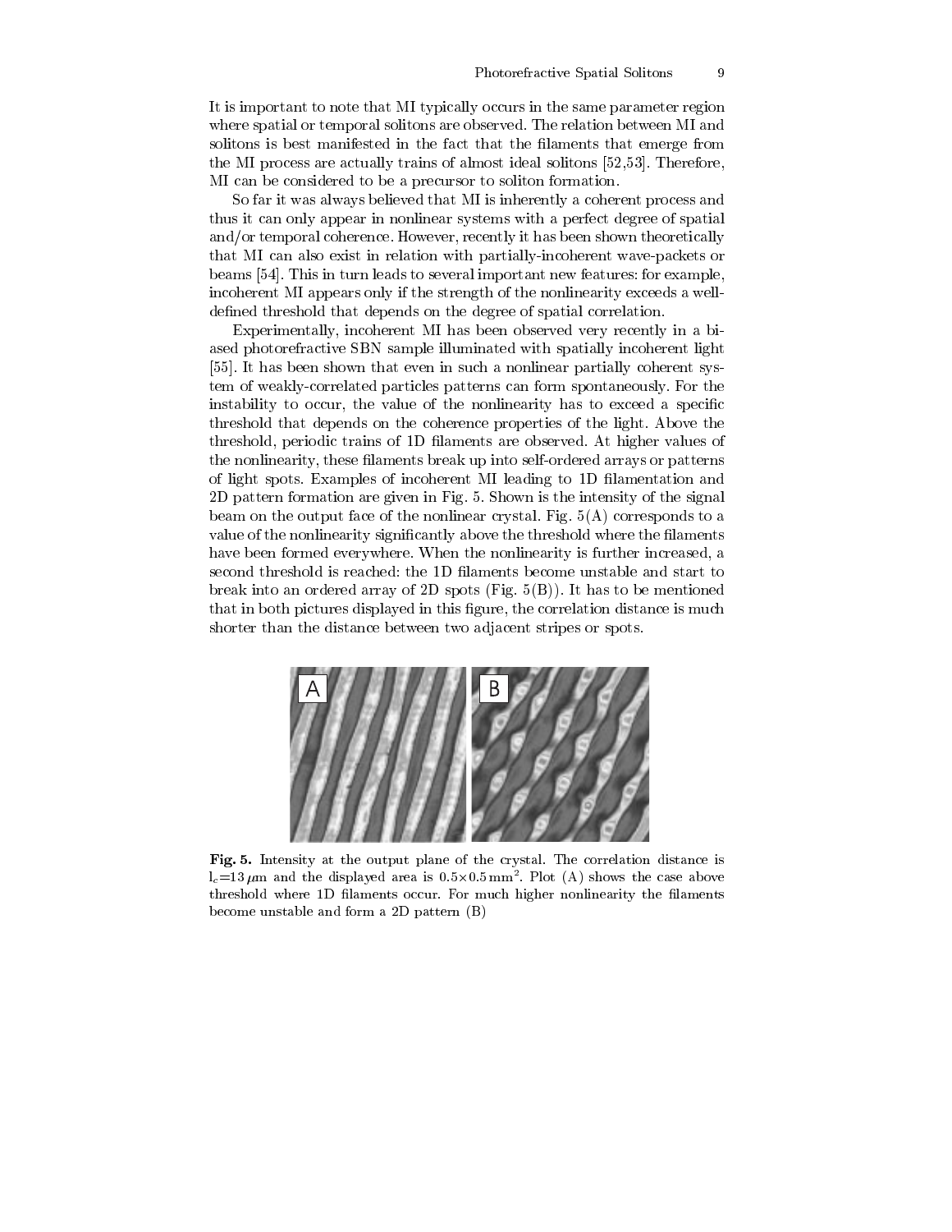It is important to note that MI typically occurs in the same parameter region where spatial or temporal solitons are observed. The relation between MI and solitons is best manifested in the fact that the filaments that emerge from the MI process are actually trains of almost ideal solitons [52,53]. Therefore, MI can be considered to be a precursor to soliton formation.

So far it was always believed that MI is inherently a coherent process and thus it can only appear in nonlinear systems with a perfect degree of spatial and/or temporal coherence. However, recently it has been shown theoretically that MI can also exist in relation with partially-incoherent wave-packets or beams [54]. This in turn leads to several important new features: for example, incoherent MI appears only if the strength of the nonlinearity exceeds a well-defined threshold that depends on the degree of spatial correlation.

Experimentally, incoherent MI has been observed very recently in a biased photorefractive SBN sample illuminated with spatially incoherent light [55]. It has been shown that even in such a nonlinear partially coherent system of weakly-correlated particles patterns can form spontaneously. For the instability to occur, the value of the nonlinearity has to exceed a specific threshold that depends on the coherence properties of the light. Above the threshold, periodic trains of 1D filaments are observed. At higher values of the nonlinearity, these filaments break up into self-ordered arrays or patterns of light spots. Examples of incoherent MI leading to 1D filamentation and 2D pattern formation are given in Fig. 5. Shown is the intensity of the signal beam on the output face of the nonlinear crystal. Fig. 5(A) corresponds to a value of the nonlinearity significantly above the threshold where the filaments have been formed everywhere. When the nonlinearity is further increased, a second threshold is reached: the 1D filaments become unstable and start to break into an ordered array of 2D spots (Fig. 5(B)). It has to be mentioned that in both pictures displayed in this figure, the correlation distance is much shorter than the distance between two adjacent stripes or spots.

**Fig. 5.** Intensity at the output plane of the crystal. The correlation distance is $l_c = 13\,\mu$m and the displayed area is $0.5 \times 0.5\,\text{mm}^2$. Plot (A) shows the case above threshold where 1D filaments occur. For much higher nonlinearity the filaments become unstable and form a 2D pattern (B)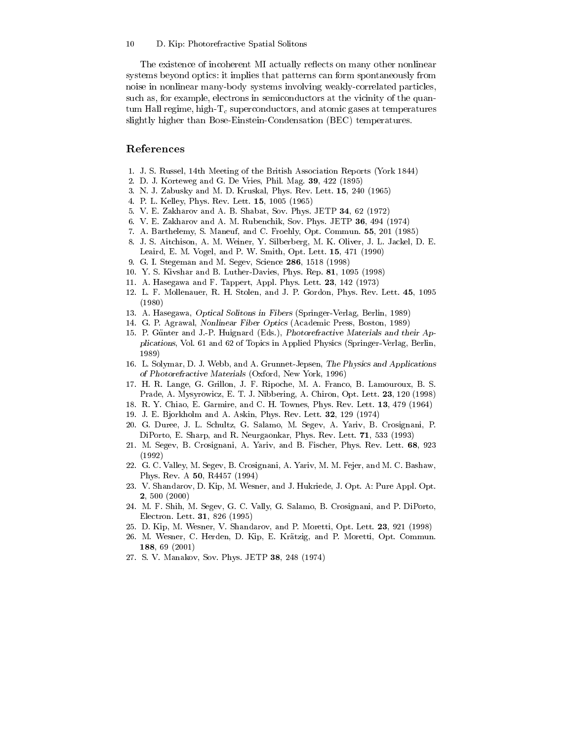The existence of incoherent MI actually reflects on many other nonlinear systems beyond optics: it implies that patterns can form spontaneously from noise in nonlinear many-body systems involving weakly-correlated particles, such as, for example, electrons in semiconductors at the vicinity of the quantum Hall regime, high-$T_c$ superconductors, and atomic gases at temperatures slightly higher than Bose-Einstein-Condensation (BEC) temperatures.

## References

1. J. S. Russel, 14th Meeting of the British Association Reports (York 1844)
2. D. J. Korteweg and G. De Vries, Phil. Mag. **39**, 422 (1895)
3. N. J. Zabusky and M. D. Kruskal, Phys. Rev. Lett. **15**, 240 (1965)
4. P. L. Kelley, Phys. Rev. Lett. **15**, 1005 (1965)
5. V. E. Zakharov and A. B. Shabat, Sov. Phys. JETP **34**, 62 (1972)
6. V. E. Zakharov and A. M. Rubenchik, Sov. Phys. JETP **36**, 494 (1974)
7. A. Barthelemy, S. Maneuf, and C. Froehly, Opt. Commun. **55**, 201 (1985)
8. J. S. Aitchison, A. M. Weiner, Y. Silberberg, M. K. Oliver, J. L. Jackel, D. E. Leaird, E. M. Vogel, and P. W. Smith, Opt. Lett. **15**, 471 (1990)
9. G. I. Stegeman and M. Segev, Science **286**, 1518 (1998)
10. Y. S. Kivshar and B. Luther-Davies, Phys. Rep. **81**, 1095 (1998)
11. A. Hasegawa and F. Tappert, Appl. Phys. Lett. **23**, 142 (1973)
12. L. F. Mollenauer, R. H. Stolen, and J. P. Gordon, Phys. Rev. Lett. **45**, 1095 (1980)
13. A. Hasegawa, *Optical Solitons in Fibers* (Springer-Verlag, Berlin, 1989)
14. G. P. Agrawal, *Nonlinear Fiber Optics* (Academic Press, Boston, 1989)
15. P. Günter and J.-P. Huignard (Eds.), *Photorefractive Materials and their Applications*, Vol. 61 and 62 of Topics in Applied Physics (Springer-Verlag, Berlin, 1989)
16. L. Solymar, D. J. Webb, and A. Grunnet-Jepsen, *The Physics and Applications of Photorefractive Materials* (Oxford, New York, 1996)
17. H. R. Lange, G. Grillon, J. F. Ripoche, M. A. Franco, B. Lamouroux, B. S. Prade, A. Mysyrowicz, E. T. J. Nibbering, A. Chiron, Opt. Lett. **23**, 120 (1998)
18. R. Y. Chiao, E. Garmire, and C. H. Townes, Phys. Rev. Lett. **13**, 479 (1964)
19. J. E. Bjorkholm and A. Askin, Phys. Rev. Lett. **32**, 129 (1974)
20. G. Duree, J. L. Schultz, G. Salamo, M. Segev, A. Yariv, B. Crosignani, P. DiPorto, E. Sharp, and R. Neurgaonkar, Phys. Rev. Lett. **71**, 533 (1993)
21. M. Segev, B. Crosignani, A. Yariv, and B. Fischer, Phys. Rev. Lett. **68**, 923 (1992)
22. G. C. Valley, M. Segev, B. Crosignani, A. Yariv, M. M. Fejer, and M. C. Bashaw, Phys. Rev. A **50**, R4457 (1994)
23. V. Shandarov, D. Kip, M. Wesner, and J. Hukriede, J. Opt. A: Pure Appl. Opt. **2**, 500 (2000)
24. M. F. Shih, M. Segev, G. C. Vally, G. Salamo, B. Crosignani, and P. DiPorto, Electron. Lett. **31**, 826 (1995)
25. D. Kip, M. Wesner, V. Shandarov, and P. Moretti, Opt. Lett. **23**, 921 (1998)
26. M. Wesner, C. Herden, D. Kip, E. Krätzig, and P. Moretti, Opt. Commun. **188**, 69 (2001)
27. S. V. Manakov, Sov. Phys. JETP **38**, 248 (1974)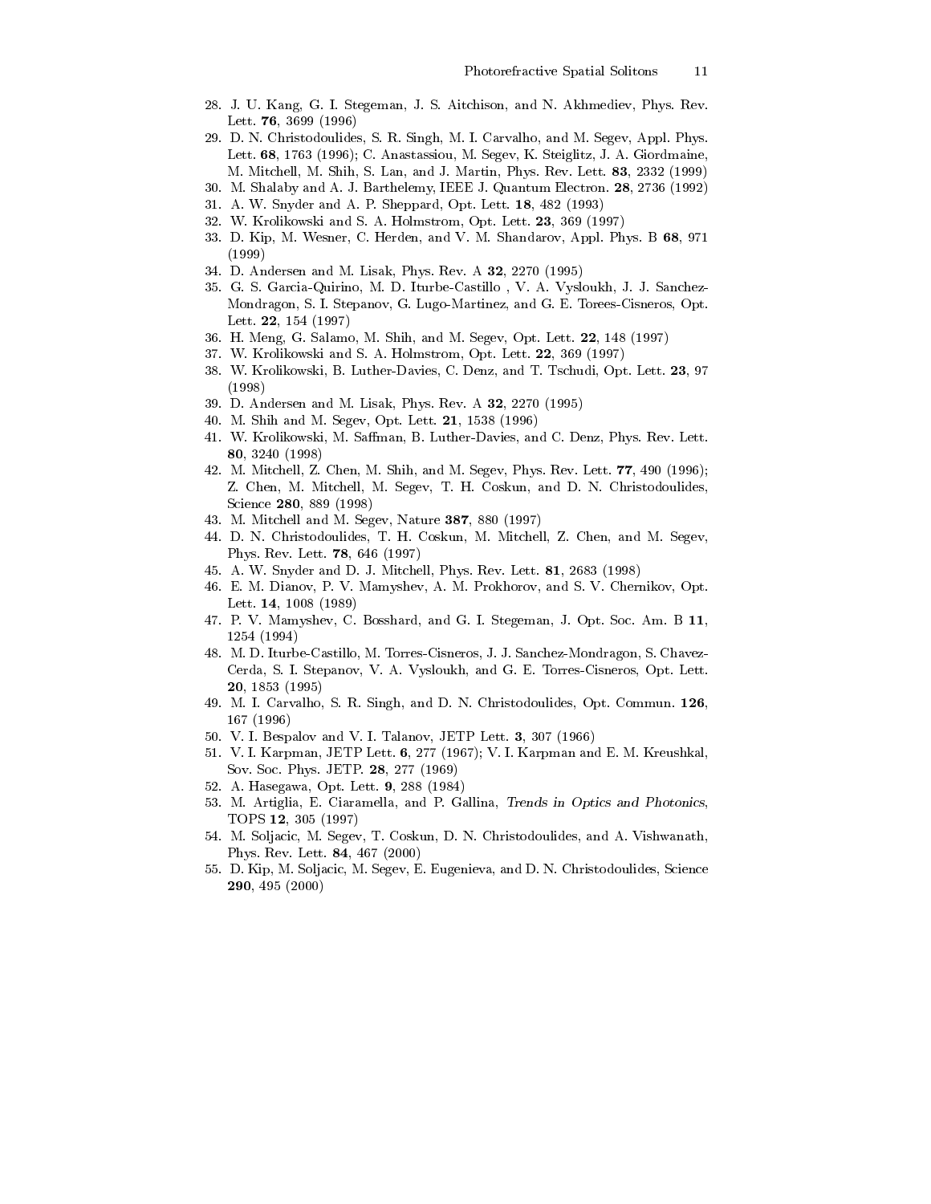28. J. U. Kang, G. I. Stegeman, J. S. Aitchison, and N. Akhmediev, Phys. Rev. Lett. **76**, 3699 (1996)
29. D. N. Christodoulides, S. R. Singh, M. I. Carvalho, and M. Segev, Appl. Phys. Lett. **68**, 1763 (1996); C. Anastassiou, M. Segev, K. Steiglitz, J. A. Giordmaine, M. Mitchell, M. Shih, S. Lan, and J. Martin, Phys. Rev. Lett. **83**, 2332 (1999)
30. M. Shalaby and A. J. Barthelemy, IEEE J. Quantum Electron. **28**, 2736 (1992)
31. A. W. Snyder and A. P. Sheppard, Opt. Lett. **18**, 482 (1993)
32. W. Krolikowski and S. A. Holmstrom, Opt. Lett. **23**, 369 (1997)
33. D. Kip, M. Wesner, C. Herden, and V. M. Shandarov, Appl. Phys. B **68**, 971 (1999)
34. D. Andersen and M. Lisak, Phys. Rev. A **32**, 2270 (1995)
35. G. S. Garcia-Quirino, M. D. Iturbe-Castillo , V. A. Vysloukh, J. J. Sanchez-Mondragon, S. I. Stepanov, G. Lugo-Martinez, and G. E. Torees-Cisneros, Opt. Lett. **22**, 154 (1997)
36. H. Meng, G. Salamo, M. Shih, and M. Segev, Opt. Lett. **22**, 148 (1997)
37. W. Krolikowski and S. A. Holmstrom, Opt. Lett. **22**, 369 (1997)
38. W. Krolikowski, B. Luther-Davies, C. Denz, and T. Tschudi, Opt. Lett. **23**, 97 (1998)
39. D. Andersen and M. Lisak, Phys. Rev. A **32**, 2270 (1995)
40. M. Shih and M. Segev, Opt. Lett. **21**, 1538 (1996)
41. W. Krolikowski, M. Saffman, B. Luther-Davies, and C. Denz, Phys. Rev. Lett. **80**, 3240 (1998)
42. M. Mitchell, Z. Chen, M. Shih, and M. Segev, Phys. Rev. Lett. **77**, 490 (1996); Z. Chen, M. Mitchell, M. Segev, T. H. Coskun, and D. N. Christodoulides, Science **280**, 889 (1998)
43. M. Mitchell and M. Segev, Nature **387**, 880 (1997)
44. D. N. Christodoulides, T. H. Coskun, M. Mitchell, Z. Chen, and M. Segev, Phys. Rev. Lett. **78**, 646 (1997)
45. A. W. Snyder and D. J. Mitchell, Phys. Rev. Lett. **81**, 2683 (1998)
46. E. M. Dianov, P. V. Mamyshev, A. M. Prokhorov, and S. V. Chernikov, Opt. Lett. **14**, 1008 (1989)
47. P. V. Mamyshev, C. Bosshard, and G. I. Stegeman, J. Opt. Soc. Am. B **11**, 1254 (1994)
48. M. D. Iturbe-Castillo, M. Torres-Cisneros, J. J. Sanchez-Mondragon, S. Chavez-Cerda, S. I. Stepanov, V. A. Vysloukh, and G. E. Torres-Cisneros, Opt. Lett. **20**, 1853 (1995)
49. M. I. Carvalho, S. R. Singh, and D. N. Christodoulides, Opt. Commun. **126**, 167 (1996)
50. V. I. Bespalov and V. I. Talanov, JETP Lett. **3**, 307 (1966)
51. V. I. Karpman, JETP Lett. **6**, 277 (1967); V. I. Karpman and E. M. Kreushkal, Sov. Soc. Phys. JETP. **28**, 277 (1969)
52. A. Hasegawa, Opt. Lett. **9**, 288 (1984)
53. M. Artiglia, E. Ciaramella, and P. Gallina, *Trends in Optics and Photonics*, TOPS **12**, 305 (1997)
54. M. Soljacic, M. Segev, T. Coskun, D. N. Christodoulides, and A. Vishwanath, Phys. Rev. Lett. **84**, 467 (2000)
55. D. Kip, M. Soljacic, M. Segev, E. Eugenieva, and D. N. Christodoulides, Science **290**, 495 (2000)